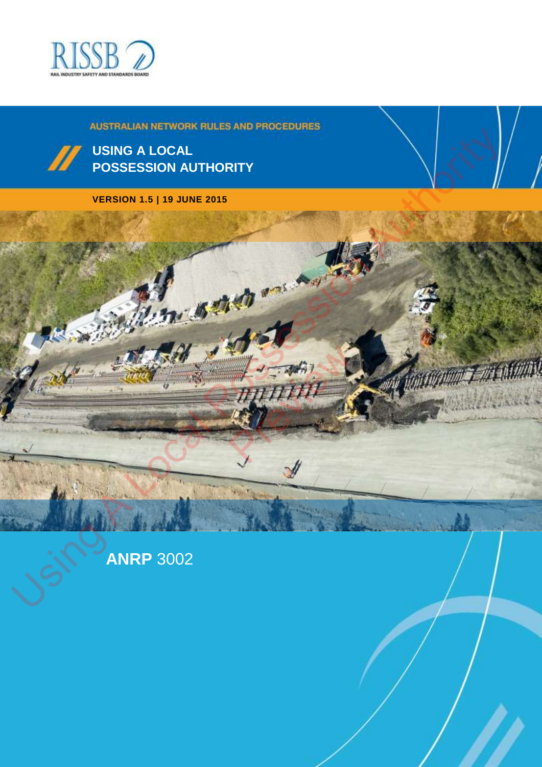RISSB

RAIL INDUSTRY SAFETY AND STANDARDS BOARD

AUSTRALIAN NETWORK RULES AND PROCEDURES

# USING A LOCAL POSSESSION AUTHORITY

**VERSION 1.5 | 19 JUNE 2015**

**ANRP** 3002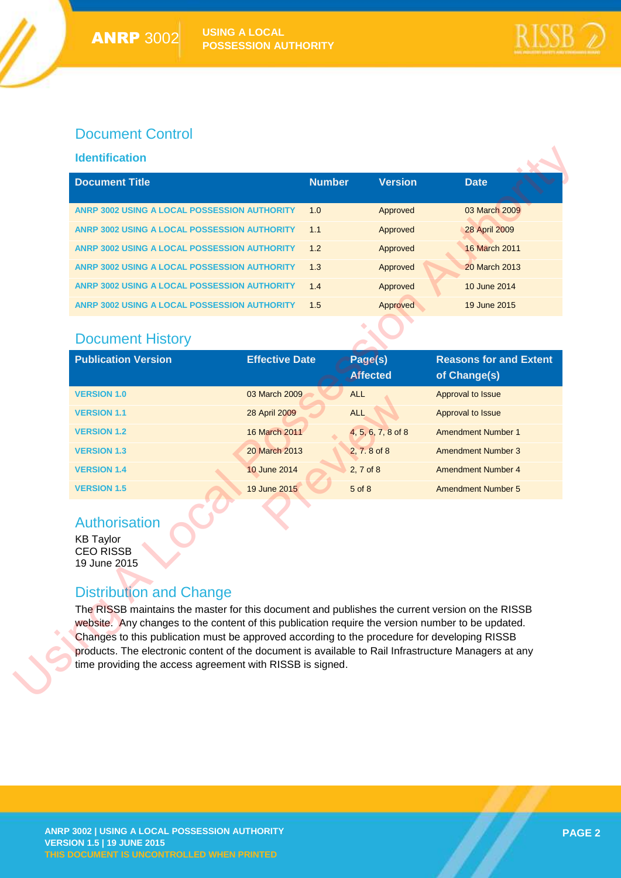# Document Control

## Identification

| Document Title | Number | Version | Date |
|---|---|---|---|
| ANRP 3002 USING A LOCAL POSSESSION AUTHORITY | 1.0 | Approved | 03 March 2009 |
| ANRP 3002 USING A LOCAL POSSESSION AUTHORITY | 1.1 | Approved | 28 April 2009 |
| ANRP 3002 USING A LOCAL POSSESSION AUTHORITY | 1.2 | Approved | 16 March 2011 |
| ANRP 3002 USING A LOCAL POSSESSION AUTHORITY | 1.3 | Approved | 20 March 2013 |
| ANRP 3002 USING A LOCAL POSSESSION AUTHORITY | 1.4 | Approved | 10 June 2014 |
| ANRP 3002 USING A LOCAL POSSESSION AUTHORITY | 1.5 | Approved | 19 June 2015 |

# Document History

| Publication Version | Effective Date | Page(s) Affected | Reasons for and Extent of Change(s) |
|---|---|---|---|
| VERSION 1.0 | 03 March 2009 | ALL | Approval to Issue |
| VERSION 1.1 | 28 April 2009 | ALL | Approval to Issue |
| VERSION 1.2 | 16 March 2011 | 4, 5, 6, 7, 8 of 8 | Amendment Number 1 |
| VERSION 1.3 | 20 March 2013 | 2, 7. 8 of 8 | Amendment Number 3 |
| VERSION 1.4 | 10 June 2014 | 2, 7 of 8 | Amendment Number 4 |
| VERSION 1.5 | 19 June 2015 | 5 of 8 | Amendment Number 5 |

# Authorisation

KB Taylor
CEO RISSB
19 June 2015

# Distribution and Change

The RISSB maintains the master for this document and publishes the current version on the RISSB website. Any changes to the content of this publication require the version number to be updated. Changes to this publication must be approved according to the procedure for developing RISSB products. The electronic content of the document is available to Rail Infrastructure Managers at any time providing the access agreement with RISSB is signed.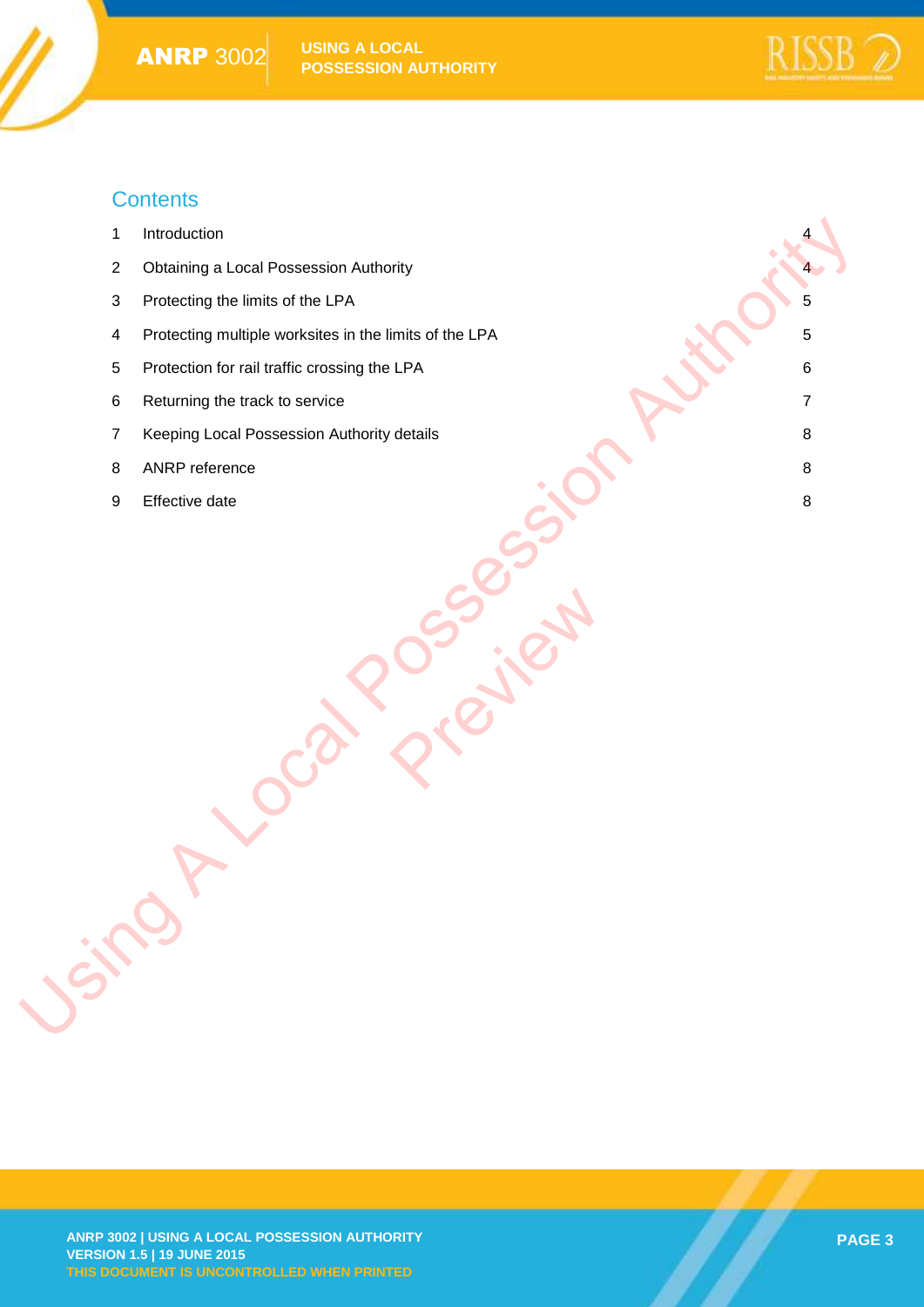# Contents

| | | |
|---|---|---|
| 1 | Introduction | 4 |
| 2 | Obtaining a Local Possession Authority | 4 |
| 3 | Protecting the limits of the LPA | 5 |
| 4 | Protecting multiple worksites in the limits of the LPA | 5 |
| 5 | Protection for rail traffic crossing the LPA | 6 |
| 6 | Returning the track to service | 7 |
| 7 | Keeping Local Possession Authority details | 8 |
| 8 | ANRP reference | 8 |
| 9 | Effective date | 8 |